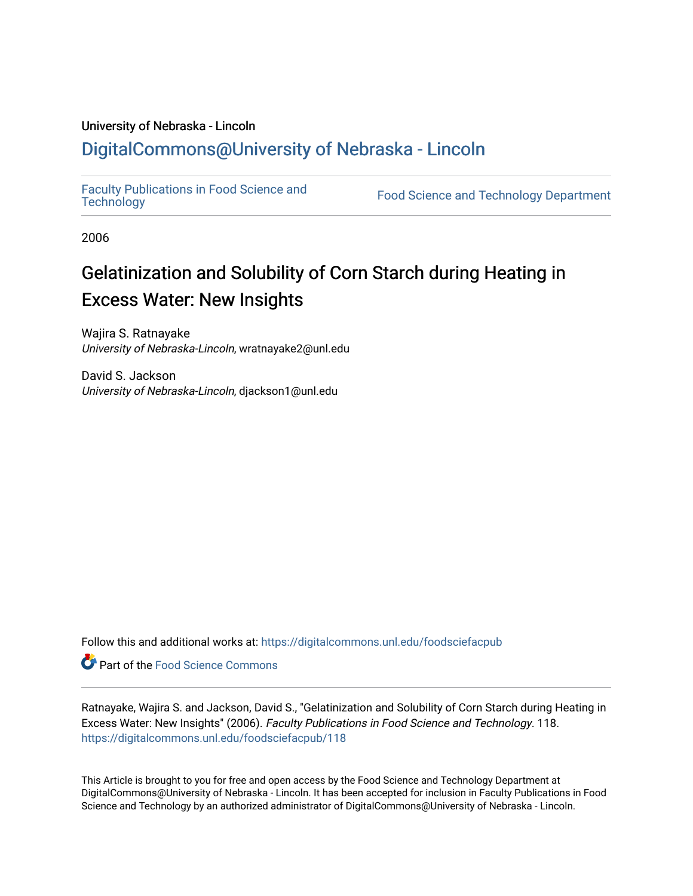University of Nebraska - Lincoln

## DigitalCommons@University of Nebraska - Lincoln

Faculty Publications in Food Science and Technology

Food Science and Technology Department

2006

# Gelatinization and Solubility of Corn Starch during Heating in Excess Water: New Insights

Wajira S. Ratnayake
*University of Nebraska-Lincoln*, wratnayake2@unl.edu

David S. Jackson
*University of Nebraska-Lincoln*, djackson1@unl.edu

Follow this and additional works at: https://digitalcommons.unl.edu/foodsciefacpub

Part of the Food Science Commons

Ratnayake, Wajira S. and Jackson, David S., "Gelatinization and Solubility of Corn Starch during Heating in Excess Water: New Insights" (2006). *Faculty Publications in Food Science and Technology*. 118.
https://digitalcommons.unl.edu/foodsciefacpub/118

This Article is brought to you for free and open access by the Food Science and Technology Department at DigitalCommons@University of Nebraska - Lincoln. It has been accepted for inclusion in Faculty Publications in Food Science and Technology by an authorized administrator of DigitalCommons@University of Nebraska - Lincoln.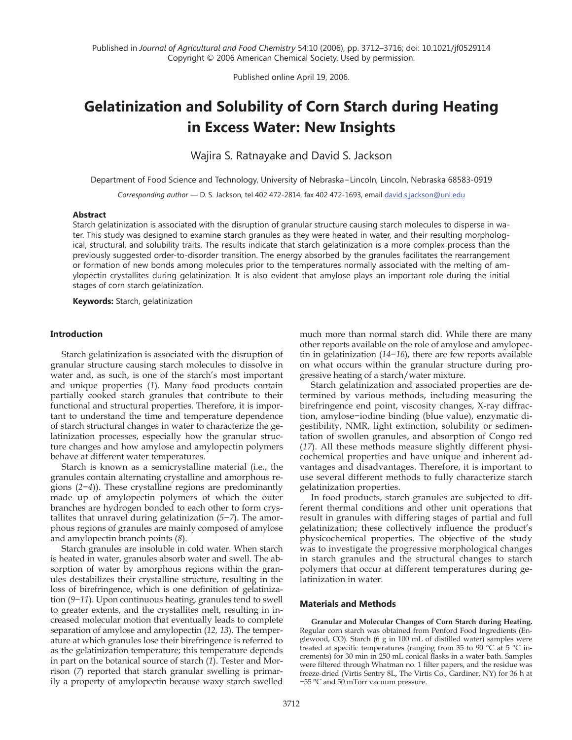Published in *Journal of Agricultural and Food Chemistry* 54:10 (2006), pp. 3712–3716; doi: 10.1021/jf0529114
Copyright © 2006 American Chemical Society. Used by permission.

Published online April 19, 2006.

# Gelatinization and Solubility of Corn Starch during Heating in Excess Water: New Insights

Wajira S. Ratnayake and David S. Jackson

Department of Food Science and Technology, University of Nebraska–Lincoln, Lincoln, Nebraska 68583-0919

*Corresponding author* — D. S. Jackson, tel 402 472-2814, fax 402 472-1693, email david.s.jackson@unl.edu

### Abstract

Starch gelatinization is associated with the disruption of granular structure causing starch molecules to disperse in water. This study was designed to examine starch granules as they were heated in water, and their resulting morphological, structural, and solubility traits. The results indicate that starch gelatinization is a more complex process than the previously suggested order-to-disorder transition. The energy absorbed by the granules facilitates the rearrangement or formation of new bonds among molecules prior to the temperatures normally associated with the melting of amylopectin crystallites during gelatinization. It is also evident that amylose plays an important role during the initial stages of corn starch gelatinization.

**Keywords:** Starch, gelatinization

## Introduction

Starch gelatinization is associated with the disruption of granular structure causing starch molecules to dissolve in water and, as such, is one of the starch's most important and unique properties (*1*). Many food products contain partially cooked starch granules that contribute to their functional and structural properties. Therefore, it is important to understand the time and temperature dependence of starch structural changes in water to characterize the gelatinization processes, especially how the granular structure changes and how amylose and amylopectin polymers behave at different water temperatures.

Starch is known as a semicrystalline material (i.e., the granules contain alternating crystalline and amorphous regions (*2−4*)). These crystalline regions are predominantly made up of amylopectin polymers of which the outer branches are hydrogen bonded to each other to form crystallites that unravel during gelatinization (*5−7*). The amorphous regions of granules are mainly composed of amylose and amylopectin branch points (*8*).

Starch granules are insoluble in cold water. When starch is heated in water, granules absorb water and swell. The absorption of water by amorphous regions within the granules destabilizes their crystalline structure, resulting in the loss of birefringence, which is one definition of gelatinization (*9−11*). Upon continuous heating, granules tend to swell to greater extents, and the crystallites melt, resulting in increased molecular motion that eventually leads to complete separation of amylose and amylopectin (*12, 13*). The temperature at which granules lose their birefringence is referred to as the gelatinization temperature; this temperature depends in part on the botanical source of starch (*1*). Tester and Morrison (*7*) reported that starch granular swelling is primarily a property of amylopectin because waxy starch swelled much more than normal starch did. While there are many other reports available on the role of amylose and amylopectin in gelatinization (*14−16*), there are few reports available on what occurs within the granular structure during progressive heating of a starch/water mixture.

Starch gelatinization and associated properties are determined by various methods, including measuring the birefringence end point, viscosity changes, X-ray diffraction, amylose−iodine binding (blue value), enzymatic digestibility, NMR, light extinction, solubility or sedimentation of swollen granules, and absorption of Congo red (*17*). All these methods measure slightly different physicochemical properties and have unique and inherent advantages and disadvantages. Therefore, it is important to use several different methods to fully characterize starch gelatinization properties.

In food products, starch granules are subjected to different thermal conditions and other unit operations that result in granules with differing stages of partial and full gelatinization; these collectively influence the product's physicochemical properties. The objective of the study was to investigate the progressive morphological changes in starch granules and the structural changes to starch polymers that occur at different temperatures during gelatinization in water.

## Materials and Methods

**Granular and Molecular Changes of Corn Starch during Heating.** Regular corn starch was obtained from Penford Food Ingredients (Englewood, CO). Starch (6 g in 100 mL of distilled water) samples were treated at specific temperatures (ranging from 35 to 90 °C at 5 °C increments) for 30 min in 250 mL conical flasks in a water bath. Samples were filtered through Whatman no. 1 filter papers, and the residue was freeze-dried (Virtis Sentry 8L, The Virtis Co., Gardiner, NY) for 36 h at −55 °C and 50 mTorr vacuum pressure.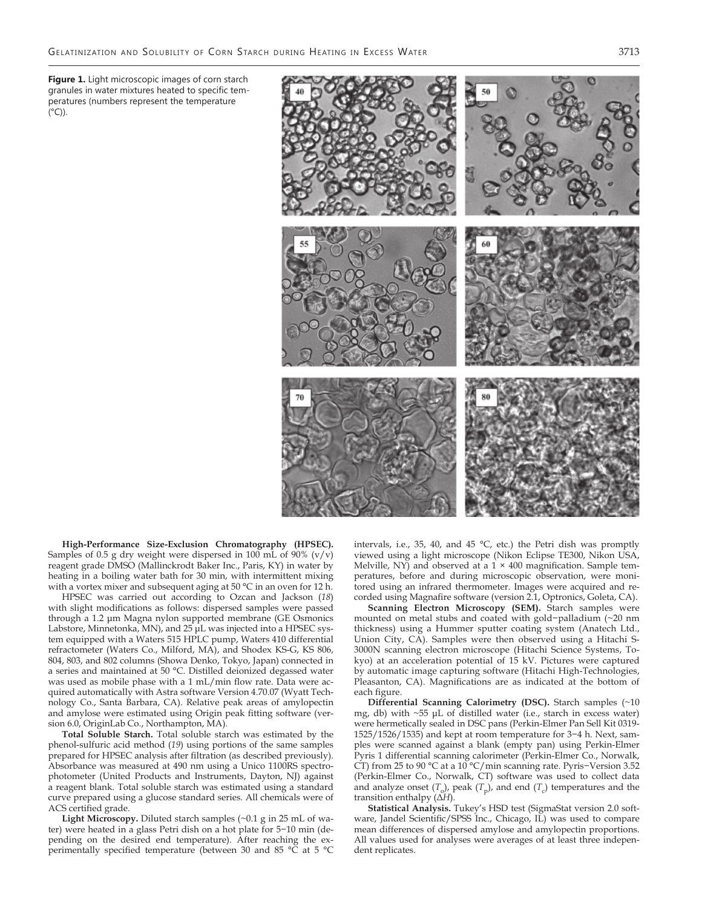**Figure 1.** Light microscopic images of corn starch granules in water mixtures heated to specific temperatures (numbers represent the temperature (°C)).

**High-Performance Size-Exclusion Chromatography (HPSEC).** Samples of 0.5 g dry weight were dispersed in 100 mL of 90% (v/v) reagent grade DMSO (Mallinckrodt Baker Inc., Paris, KY) in water by heating in a boiling water bath for 30 min, with intermittent mixing with a vortex mixer and subsequent aging at 50 °C in an oven for 12 h.

HPSEC was carried out according to Ozcan and Jackson (*18*) with slight modifications as follows: dispersed samples were passed through a 1.2 μm Magna nylon supported membrane (GE Osmonics Labstore, Minnetonka, MN), and 25 μL was injected into a HPSEC system equipped with a Waters 515 HPLC pump, Waters 410 differential refractometer (Waters Co., Milford, MA), and Shodex KS-G, KS 806, 804, 803, and 802 columns (Showa Denko, Tokyo, Japan) connected in a series and maintained at 50 °C. Distilled deionized degassed water was used as mobile phase with a 1 mL/min flow rate. Data were acquired automatically with Astra software Version 4.70.07 (Wyatt Technology Co., Santa Barbara, CA). Relative peak areas of amylopectin and amylose were estimated using Origin peak fitting software (version 6.0, OriginLab Co., Northampton, MA).

**Total Soluble Starch.** Total soluble starch was estimated by the phenol-sulfuric acid method (*19*) using portions of the same samples prepared for HPSEC analysis after filtration (as described previously). Absorbance was measured at 490 nm using a Unico 1100RS spectrophotometer (United Products and Instruments, Dayton, NJ) against a reagent blank. Total soluble starch was estimated using a standard curve prepared using a glucose standard series. All chemicals were of ACS certified grade.

**Light Microscopy.** Diluted starch samples (~0.1 g in 25 mL of water) were heated in a glass Petri dish on a hot plate for 5−10 min (depending on the desired end temperature). After reaching the experimentally specified temperature (between 30 and 85 °C at 5 °C intervals, i.e., 35, 40, and 45 °C, etc.) the Petri dish was promptly viewed using a light microscope (Nikon Eclipse TE300, Nikon USA, Melville, NY) and observed at a 1 × 400 magnification. Sample temperatures, before and during microscopic observation, were monitored using an infrared thermometer. Images were acquired and recorded using Magnafire software (version 2.1, Optronics, Goleta, CA).

**Scanning Electron Microscopy (SEM).** Starch samples were mounted on metal stubs and coated with gold−palladium (~20 nm thickness) using a Hummer sputter coating system (Anatech Ltd., Union City, CA). Samples were then observed using a Hitachi S-3000N scanning electron microscope (Hitachi Science Systems, Tokyo) at an acceleration potential of 15 kV. Pictures were captured by automatic image capturing software (Hitachi High-Technologies, Pleasanton, CA). Magnifications are as indicated at the bottom of each figure.

**Differential Scanning Calorimetry (DSC).** Starch samples (~10 mg, db) with ~55 μL of distilled water (i.e., starch in excess water) were hermetically sealed in DSC pans (Perkin-Elmer Pan Sell Kit 0319-1525/1526/1535) and kept at room temperature for 3−4 h. Next, samples were scanned against a blank (empty pan) using Perkin-Elmer Pyris 1 differential scanning calorimeter (Perkin-Elmer Co., Norwalk, CT) from 25 to 90 °C at a 10 °C/min scanning rate. Pyris−Version 3.52 (Perkin-Elmer Co., Norwalk, CT) software was used to collect data and analyze onset ($T_o$), peak ($T_p$), and end ($T_c$) temperatures and the transition enthalpy ($\Delta H$).

**Statistical Analysis.** Tukey's HSD test (SigmaStat version 2.0 software, Jandel Scientific/SPSS Inc., Chicago, IL) was used to compare mean differences of dispersed amylose and amylopectin proportions. All values used for analyses were averages of at least three independent replicates.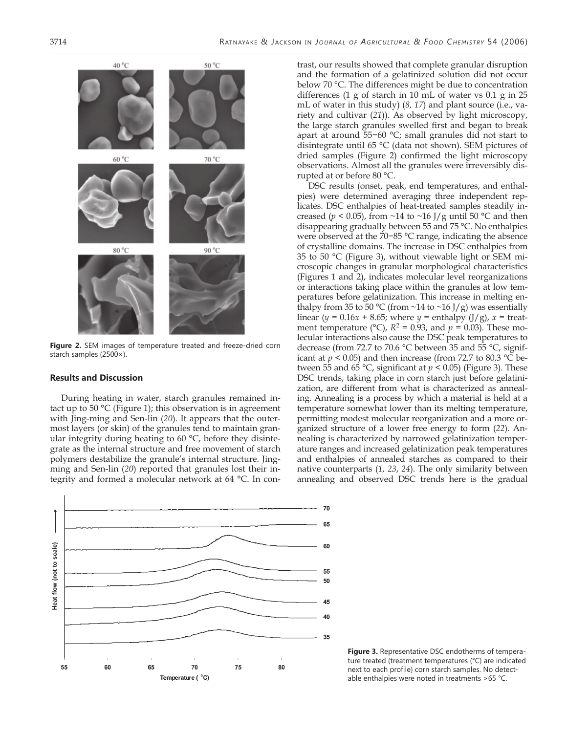Figure 2. SEM images of temperature treated and freeze-dried corn starch samples (2500×).

## Results and Discussion

During heating in water, starch granules remained intact up to 50 °C (Figure 1); this observation is in agreement with Jing-ming and Sen-lin (*20*). It appears that the outermost layers (or skin) of the granules tend to maintain granular integrity during heating to 60 °C, before they disintegrate as the internal structure and free movement of starch polymers destabilize the granule's internal structure. Jing-ming and Sen-lin (*20*) reported that granules lost their integrity and formed a molecular network at 64 °C. In contrast, our results showed that complete granular disruption and the formation of a gelatinized solution did not occur below 70 °C. The differences might be due to concentration differences (1 g of starch in 10 mL of water vs 0.1 g in 25 mL of water in this study) (*8, 17*) and plant source (i.e., variety and cultivar (*21*)). As observed by light microscopy, the large starch granules swelled first and began to break apart at around 55−60 °C; small granules did not start to disintegrate until 65 °C (data not shown). SEM pictures of dried samples (Figure 2) confirmed the light microscopy observations. Almost all the granules were irreversibly disrupted at or before 80 °C.

DSC results (onset, peak, end temperatures, and enthalpies) were determined averaging three independent replicates. DSC enthalpies of heat-treated samples steadily increased ($p < 0.05$), from ~14 to ~16 J/g until 50 °C and then disappearing gradually between 55 and 75 °C. No enthalpies were observed at the 70−85 °C range, indicating the absence of crystalline domains. The increase in DSC enthalpies from 35 to 50 °C (Figure 3), without viewable light or SEM microscopic changes in granular morphological characteristics (Figures 1 and 2), indicates molecular level reorganizations or interactions taking place within the granules at low temperatures before gelatinization. This increase in melting enthalpy from 35 to 50 °C (from ~14 to ~16 J/g) was essentially linear ($y = 0.16x + 8.65$; where $y$ = enthalpy (J/g), $x$ = treatment temperature (°C), $R^2 = 0.93$, and $p = 0.03$). These molecular interactions also cause the DSC peak temperatures to decrease (from 72.7 to 70.6 °C between 35 and 55 °C, significant at $p < 0.05$) and then increase (from 72.7 to 80.3 °C between 55 and 65 °C, significant at $p < 0.05$) (Figure 3). These DSC trends, taking place in corn starch just before gelatinization, are different from what is characterized as annealing. Annealing is a process by which a material is held at a temperature somewhat lower than its melting temperature, permitting modest molecular reorganization and a more organized structure of a lower free energy to form (*22*). Annealing is characterized by narrowed gelatinization temperature ranges and increased gelatinization peak temperatures and enthalpies of annealed starches as compared to their native counterparts (*1, 23, 24*). The only similarity between annealing and observed DSC trends here is the gradual

Figure 3. Representative DSC endotherms of temperature treated (treatment temperatures (°C) are indicated next to each profile) corn starch samples. No detectable enthalpies were noted in treatments >65 °C.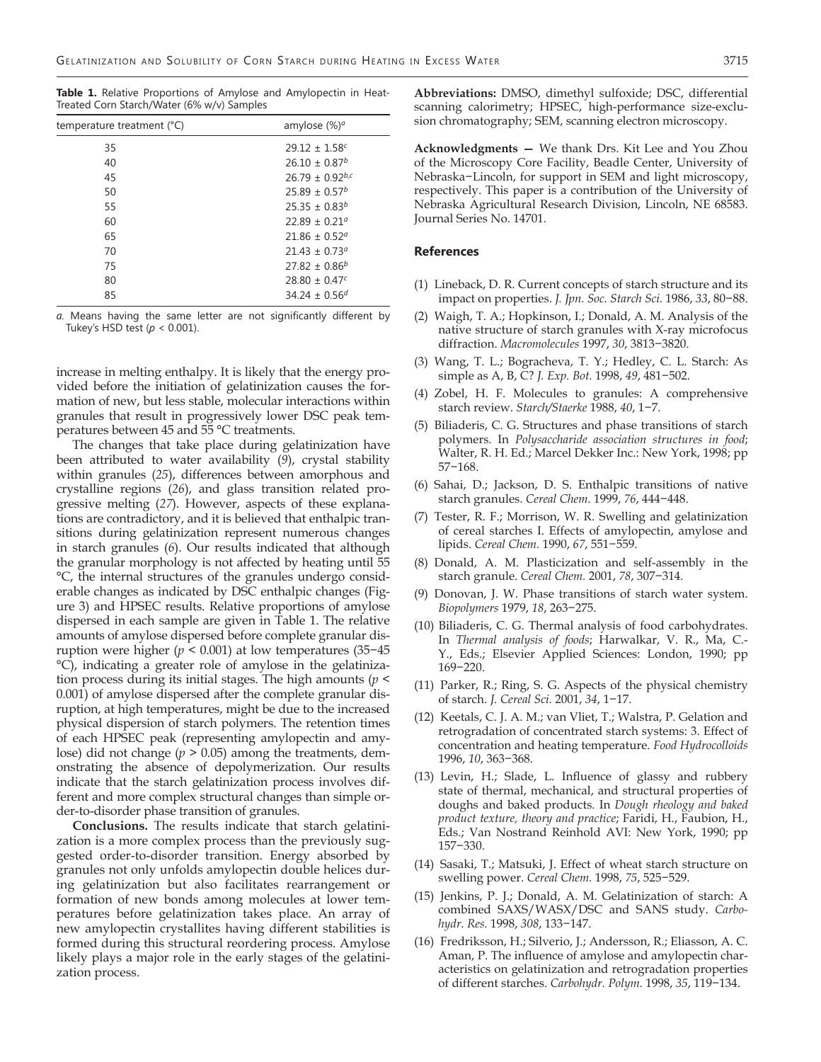**Table 1.** Relative Proportions of Amylose and Amylopectin in Heat-Treated Corn Starch/Water (6% w/v) Samples

| temperature treatment (°C) | amylose (%)[a] |
|---|---|
| 35 | $29.12 \pm 1.58^{c}$ |
| 40 | $26.10 \pm 0.87^{b}$ |
| 45 | $26.79 \pm 0.92^{b,c}$ |
| 50 | $25.89 \pm 0.57^{b}$ |
| 55 | $25.35 \pm 0.83^{b}$ |
| 60 | $22.89 \pm 0.21^{a}$ |
| 65 | $21.86 \pm 0.52^{a}$ |
| 70 | $21.43 \pm 0.73^{a}$ |
| 75 | $27.82 \pm 0.86^{b}$ |
| 80 | $28.80 \pm 0.47^{c}$ |
| 85 | $34.24 \pm 0.56^{d}$ |

*a.* Means having the same letter are not significantly different by Tukey's HSD test ($p < 0.001$).

increase in melting enthalpy. It is likely that the energy provided before the initiation of gelatinization causes the formation of new, but less stable, molecular interactions within granules that result in progressively lower DSC peak temperatures between 45 and 55 °C treatments.

The changes that take place during gelatinization have been attributed to water availability (*9*), crystal stability within granules (*25*), differences between amorphous and crystalline regions (*26*), and glass transition related progressive melting (*27*). However, aspects of these explanations are contradictory, and it is believed that enthalpic transitions during gelatinization represent numerous changes in starch granules (*6*). Our results indicated that although the granular morphology is not affected by heating until 55 °C, the internal structures of the granules undergo considerable changes as indicated by DSC enthalpic changes (Figure 3) and HPSEC results. Relative proportions of amylose dispersed in each sample are given in Table 1. The relative amounts of amylose dispersed before complete granular disruption were higher ($p < 0.001$) at low temperatures (35−45 °C), indicating a greater role of amylose in the gelatinization process during its initial stages. The high amounts ($p < 0.001$) of amylose dispersed after the complete granular disruption, at high temperatures, might be due to the increased physical dispersion of starch polymers. The retention times of each HPSEC peak (representing amylopectin and amylose) did not change ($p > 0.05$) among the treatments, demonstrating the absence of depolymerization. Our results indicate that the starch gelatinization process involves different and more complex structural changes than simple order-to-disorder phase transition of granules.

**Conclusions.** The results indicate that starch gelatinization is a more complex process than the previously suggested order-to-disorder transition. Energy absorbed by granules not only unfolds amylopectin double helices during gelatinization but also facilitates rearrangement or formation of new bonds among molecules at lower temperatures before gelatinization takes place. An array of new amylopectin crystallites having different stabilities is formed during this structural reordering process. Amylose likely plays a major role in the early stages of the gelatinization process.

**Abbreviations:** DMSO, dimethyl sulfoxide; DSC, differential scanning calorimetry; HPSEC, high-performance size-exclusion chromatography; SEM, scanning electron microscopy.

**Acknowledgments —** We thank Drs. Kit Lee and You Zhou of the Microscopy Core Facility, Beadle Center, University of Nebraska−Lincoln, for support in SEM and light microscopy, respectively. This paper is a contribution of the University of Nebraska Agricultural Research Division, Lincoln, NE 68583. Journal Series No. 14701.

## References

(1) Lineback, D. R. Current concepts of starch structure and its impact on properties. *J. Jpn. Soc. Starch Sci.* 1986, *33*, 80−88.

(2) Waigh, T. A.; Hopkinson, I.; Donald, A. M. Analysis of the native structure of starch granules with X-ray microfocus diffraction. *Macromolecules* 1997, *30*, 3813−3820.

(3) Wang, T. L.; Bogracheva, T. Y.; Hedley, C. L. Starch: As simple as A, B, C? *J. Exp. Bot.* 1998, *49*, 481−502.

(4) Zobel, H. F. Molecules to granules: A comprehensive starch review. *Starch/Staerke* 1988, *40*, 1−7.

(5) Biliaderis, C. G. Structures and phase transitions of starch polymers. In *Polysaccharide association structures in food*; Walter, R. H. Ed.; Marcel Dekker Inc.: New York, 1998; pp 57−168.

(6) Sahai, D.; Jackson, D. S. Enthalpic transitions of native starch granules. *Cereal Chem.* 1999, *76*, 444−448.

(7) Tester, R. F.; Morrison, W. R. Swelling and gelatinization of cereal starches I. Effects of amylopectin, amylose and lipids. *Cereal Chem.* 1990, *67*, 551−559.

(8) Donald, A. M. Plasticization and self-assembly in the starch granule. *Cereal Chem.* 2001, *78*, 307−314.

(9) Donovan, J. W. Phase transitions of starch water system. *Biopolymers* 1979, *18*, 263−275.

(10) Biliaderis, C. G. Thermal analysis of food carbohydrates. In *Thermal analysis of foods*; Harwalkar, V. R., Ma, C.-Y., Eds.; Elsevier Applied Sciences: London, 1990; pp 169−220.

(11) Parker, R.; Ring, S. G. Aspects of the physical chemistry of starch. *J. Cereal Sci.* 2001, *34*, 1−17.

(12) Keetals, C. J. A. M.; van Vliet, T.; Walstra, P. Gelation and retrogradation of concentrated starch systems: 3. Effect of concentration and heating temperature. *Food Hydrocolloids* 1996, *10*, 363−368.

(13) Levin, H.; Slade, L. Influence of glassy and rubbery state of thermal, mechanical, and structural properties of doughs and baked products. In *Dough rheology and baked product texture, theory and practice*; Faridi, H., Faubion, H., Eds.; Van Nostrand Reinhold AVI: New York, 1990; pp 157−330.

(14) Sasaki, T.; Matsuki, J. Effect of wheat starch structure on swelling power. *Cereal Chem.* 1998, *75*, 525−529.

(15) Jenkins, P. J.; Donald, A. M. Gelatinization of starch: A combined SAXS/WASX/DSC and SANS study. *Carbohydr. Res.* 1998, *308*, 133−147.

(16) Fredriksson, H.; Silverio, J.; Andersson, R.; Eliasson, A. C. Aman, P. The influence of amylose and amylopectin characteristics on gelatinization and retrogradation properties of different starches. *Carbohydr. Polym.* 1998, *35*, 119−134.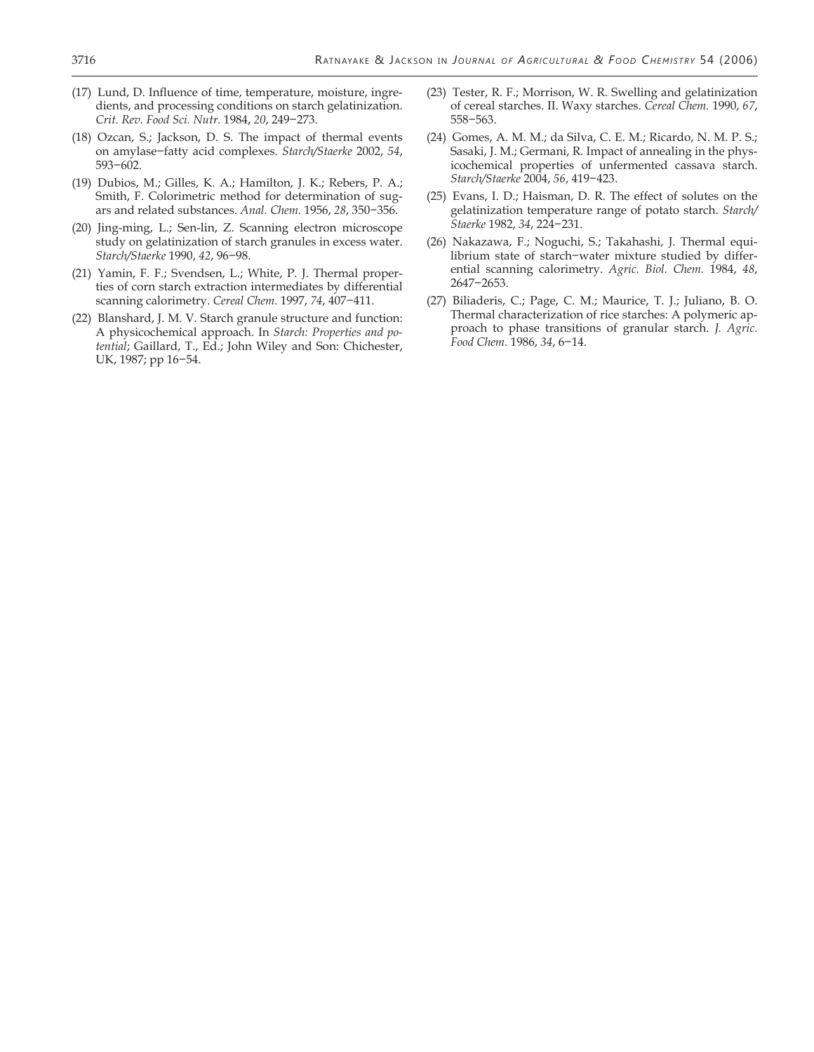(17) Lund, D. Influence of time, temperature, moisture, ingredients, and processing conditions on starch gelatinization. *Crit. Rev. Food Sci. Nutr.* 1984, *20*, 249−273.

(18) Ozcan, S.; Jackson, D. S. The impact of thermal events on amylase−fatty acid complexes. *Starch/Staerke* 2002, *54*, 593−602.

(19) Dubios, M.; Gilles, K. A.; Hamilton, J. K.; Rebers, P. A.; Smith, F. Colorimetric method for determination of sugars and related substances. *Anal. Chem.* 1956, *28*, 350−356.

(20) Jing-ming, L.; Sen-lin, Z. Scanning electron microscope study on gelatinization of starch granules in excess water. *Starch/Staerke* 1990, *42*, 96−98.

(21) Yamin, F. F.; Svendsen, L.; White, P. J. Thermal properties of corn starch extraction intermediates by differential scanning calorimetry. *Cereal Chem.* 1997, *74*, 407−411.

(22) Blanshard, J. M. V. Starch granule structure and function: A physicochemical approach. In *Starch: Properties and potential*; Gaillard, T., Ed.; John Wiley and Son: Chichester, UK, 1987; pp 16−54.

(23) Tester, R. F.; Morrison, W. R. Swelling and gelatinization of cereal starches. II. Waxy starches. *Cereal Chem.* 1990, *67*, 558−563.

(24) Gomes, A. M. M.; da Silva, C. E. M.; Ricardo, N. M. P. S.; Sasaki, J. M.; Germani, R. Impact of annealing in the physicochemical properties of unfermented cassava starch. *Starch/Staerke* 2004, *56*, 419−423.

(25) Evans, I. D.; Haisman, D. R. The effect of solutes on the gelatinization temperature range of potato starch. *Starch/Staerke* 1982, *34*, 224−231.

(26) Nakazawa, F.; Noguchi, S.; Takahashi, J. Thermal equilibrium state of starch−water mixture studied by differential scanning calorimetry. *Agric. Biol. Chem.* 1984, *48*, 2647−2653.

(27) Biliaderis, C.; Page, C. M.; Maurice, T. J.; Juliano, B. O. Thermal characterization of rice starches: A polymeric approach to phase transitions of granular starch. *J. Agric. Food Chem.* 1986, *34*, 6−14.